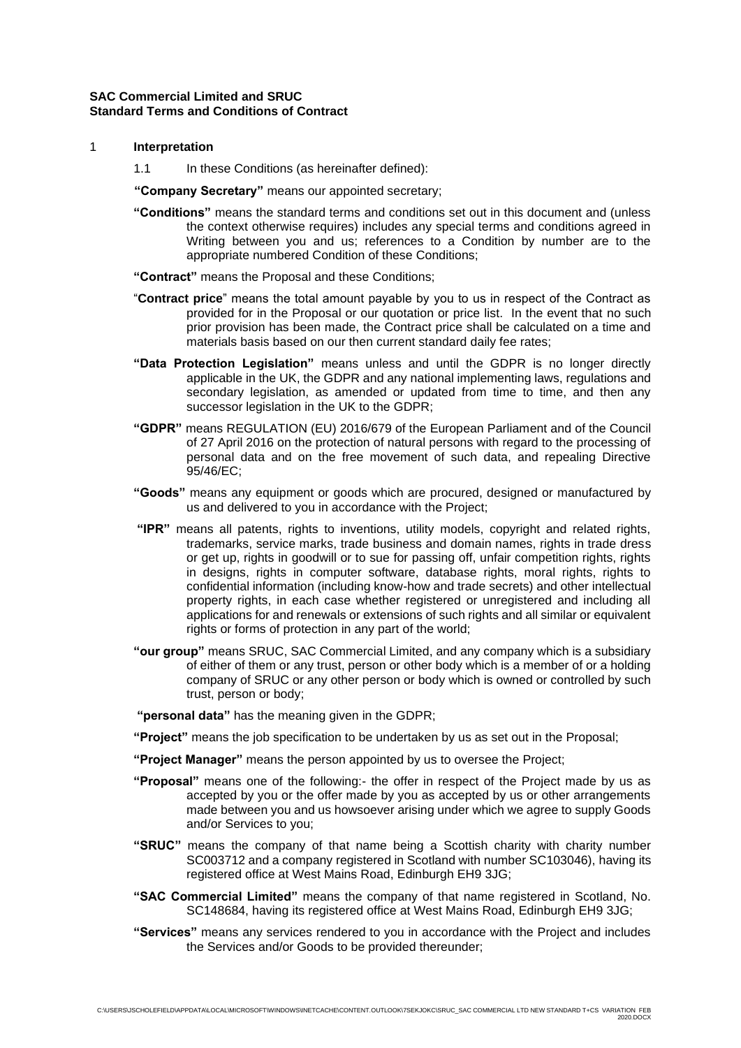**SAC Commercial Limited and SRUC**
**Standard Terms and Conditions of Contract**

## 1 Interpretation

1.1 In these Conditions (as hereinafter defined):

**"Company Secretary"** means our appointed secretary;

**"Conditions"** means the standard terms and conditions set out in this document and (unless the context otherwise requires) includes any special terms and conditions agreed in Writing between you and us; references to a Condition by number are to the appropriate numbered Condition of these Conditions;

**"Contract"** means the Proposal and these Conditions;

"**Contract price**" means the total amount payable by you to us in respect of the Contract as provided for in the Proposal or our quotation or price list. In the event that no such prior provision has been made, the Contract price shall be calculated on a time and materials basis based on our then current standard daily fee rates;

**"Data Protection Legislation"** means unless and until the GDPR is no longer directly applicable in the UK, the GDPR and any national implementing laws, regulations and secondary legislation, as amended or updated from time to time, and then any successor legislation in the UK to the GDPR;

**"GDPR"** means REGULATION (EU) 2016/679 of the European Parliament and of the Council of 27 April 2016 on the protection of natural persons with regard to the processing of personal data and on the free movement of such data, and repealing Directive 95/46/EC;

**"Goods"** means any equipment or goods which are procured, designed or manufactured by us and delivered to you in accordance with the Project;

**"IPR"** means all patents, rights to inventions, utility models, copyright and related rights, trademarks, service marks, trade business and domain names, rights in trade dress or get up, rights in goodwill or to sue for passing off, unfair competition rights, rights in designs, rights in computer software, database rights, moral rights, rights to confidential information (including know-how and trade secrets) and other intellectual property rights, in each case whether registered or unregistered and including all applications for and renewals or extensions of such rights and all similar or equivalent rights or forms of protection in any part of the world;

**"our group"** means SRUC, SAC Commercial Limited, and any company which is a subsidiary of either of them or any trust, person or other body which is a member of or a holding company of SRUC or any other person or body which is owned or controlled by such trust, person or body;

**"personal data"** has the meaning given in the GDPR;

**"Project"** means the job specification to be undertaken by us as set out in the Proposal;

**"Project Manager"** means the person appointed by us to oversee the Project;

**"Proposal"** means one of the following:- the offer in respect of the Project made by us as accepted by you or the offer made by you as accepted by us or other arrangements made between you and us howsoever arising under which we agree to supply Goods and/or Services to you;

**"SRUC"** means the company of that name being a Scottish charity with charity number SC003712 and a company registered in Scotland with number SC103046), having its registered office at West Mains Road, Edinburgh EH9 3JG;

**"SAC Commercial Limited"** means the company of that name registered in Scotland, No. SC148684, having its registered office at West Mains Road, Edinburgh EH9 3JG;

**"Services"** means any services rendered to you in accordance with the Project and includes the Services and/or Goods to be provided thereunder;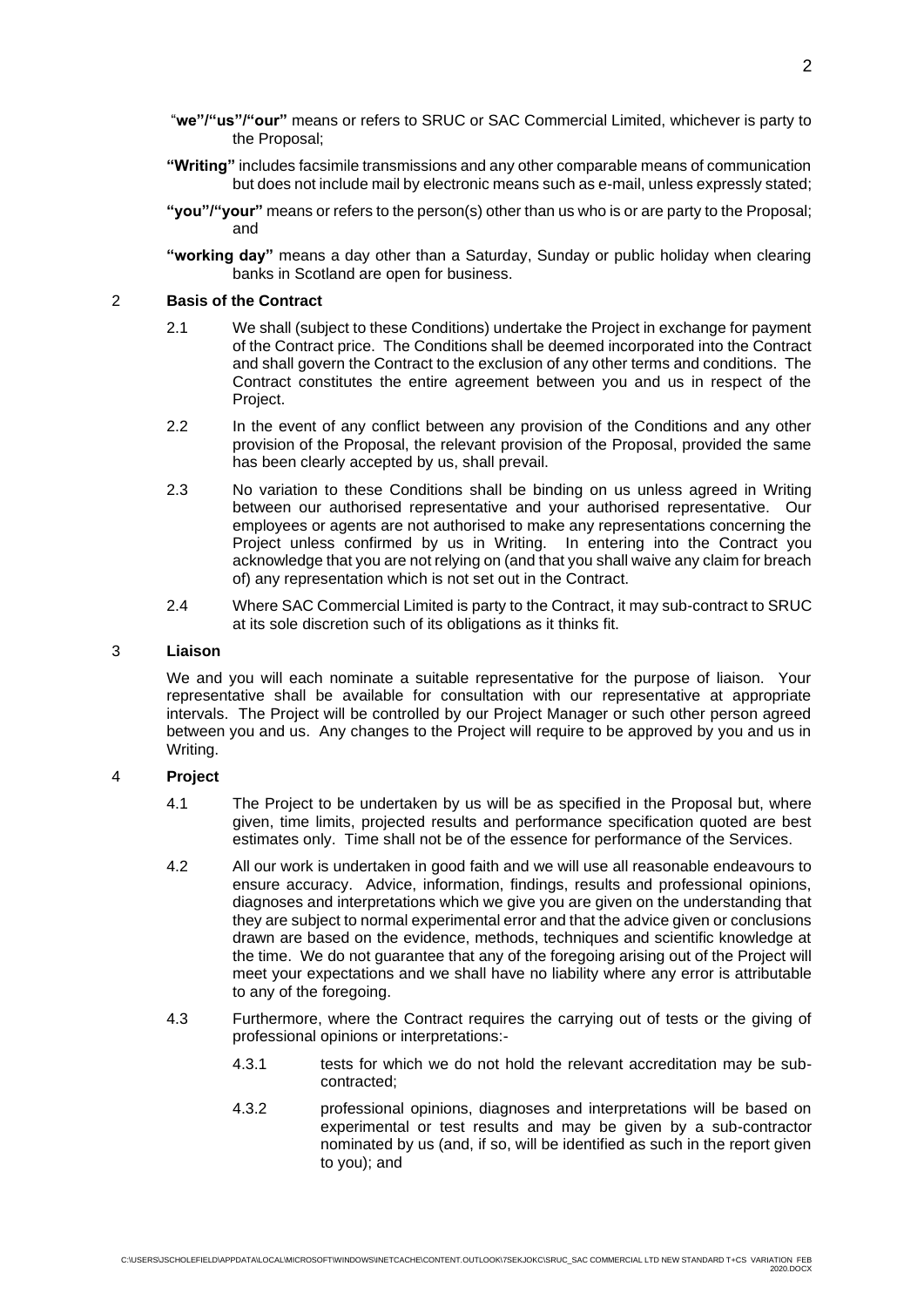"**we"/"us"/"our"** means or refers to SRUC or SAC Commercial Limited, whichever is party to the Proposal;

**"Writing"** includes facsimile transmissions and any other comparable means of communication but does not include mail by electronic means such as e-mail, unless expressly stated;

**"you"/"your"** means or refers to the person(s) other than us who is or are party to the Proposal; and

**"working day"** means a day other than a Saturday, Sunday or public holiday when clearing banks in Scotland are open for business.

## 2 Basis of the Contract

2.1 We shall (subject to these Conditions) undertake the Project in exchange for payment of the Contract price. The Conditions shall be deemed incorporated into the Contract and shall govern the Contract to the exclusion of any other terms and conditions. The Contract constitutes the entire agreement between you and us in respect of the Project.

2.2 In the event of any conflict between any provision of the Conditions and any other provision of the Proposal, the relevant provision of the Proposal, provided the same has been clearly accepted by us, shall prevail.

2.3 No variation to these Conditions shall be binding on us unless agreed in Writing between our authorised representative and your authorised representative. Our employees or agents are not authorised to make any representations concerning the Project unless confirmed by us in Writing. In entering into the Contract you acknowledge that you are not relying on (and that you shall waive any claim for breach of) any representation which is not set out in the Contract.

2.4 Where SAC Commercial Limited is party to the Contract, it may sub-contract to SRUC at its sole discretion such of its obligations as it thinks fit.

## 3 Liaison

We and you will each nominate a suitable representative for the purpose of liaison. Your representative shall be available for consultation with our representative at appropriate intervals. The Project will be controlled by our Project Manager or such other person agreed between you and us. Any changes to the Project will require to be approved by you and us in Writing.

## 4 Project

4.1 The Project to be undertaken by us will be as specified in the Proposal but, where given, time limits, projected results and performance specification quoted are best estimates only. Time shall not be of the essence for performance of the Services.

4.2 All our work is undertaken in good faith and we will use all reasonable endeavours to ensure accuracy. Advice, information, findings, results and professional opinions, diagnoses and interpretations which we give you are given on the understanding that they are subject to normal experimental error and that the advice given or conclusions drawn are based on the evidence, methods, techniques and scientific knowledge at the time. We do not guarantee that any of the foregoing arising out of the Project will meet your expectations and we shall have no liability where any error is attributable to any of the foregoing.

4.3 Furthermore, where the Contract requires the carrying out of tests or the giving of professional opinions or interpretations:-

4.3.1 tests for which we do not hold the relevant accreditation may be sub-contracted;

4.3.2 professional opinions, diagnoses and interpretations will be based on experimental or test results and may be given by a sub-contractor nominated by us (and, if so, will be identified as such in the report given to you); and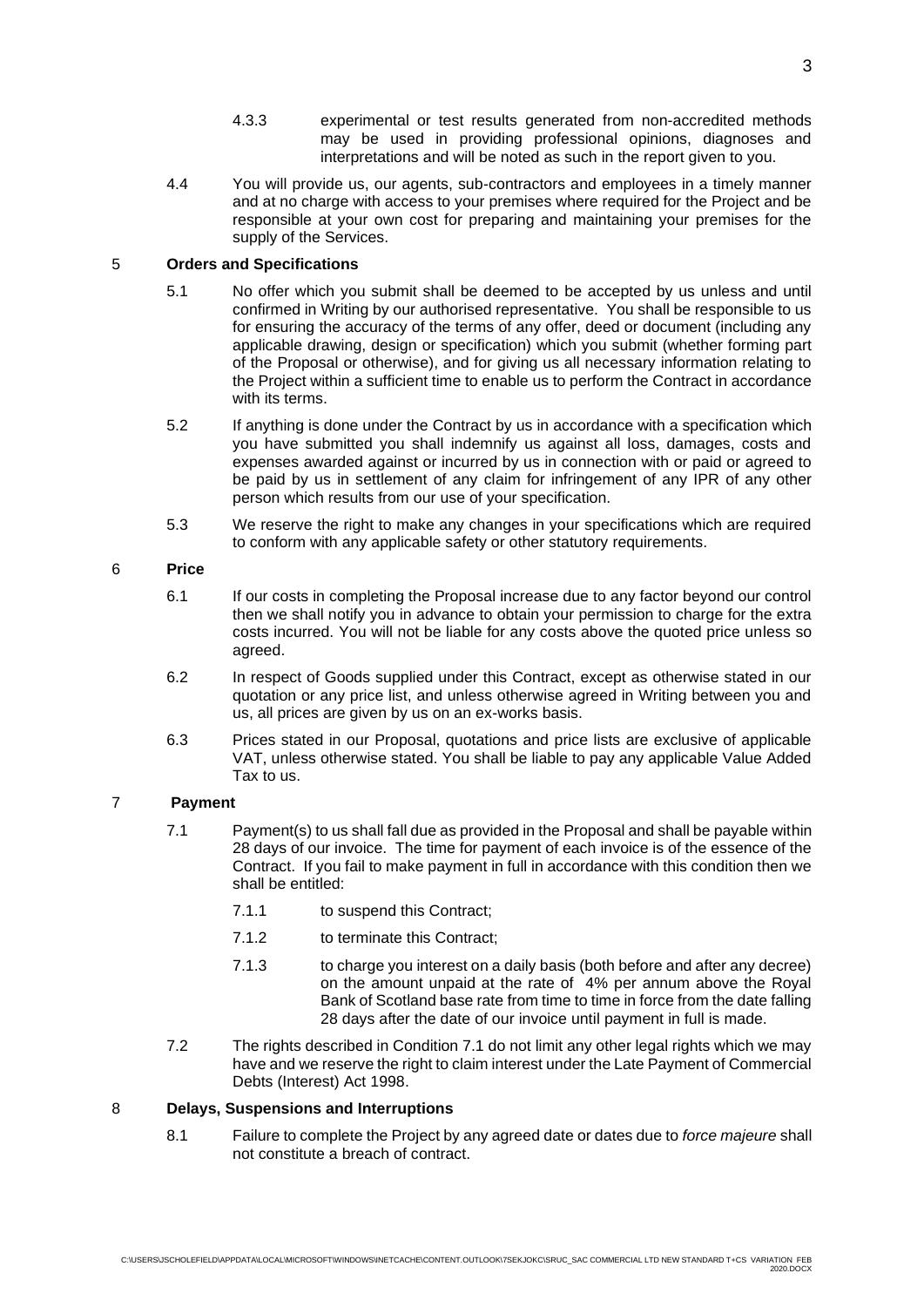4.3.3 experimental or test results generated from non-accredited methods may be used in providing professional opinions, diagnoses and interpretations and will be noted as such in the report given to you.

4.4 You will provide us, our agents, sub-contractors and employees in a timely manner and at no charge with access to your premises where required for the Project and be responsible at your own cost for preparing and maintaining your premises for the supply of the Services.

## 5 Orders and Specifications

5.1 No offer which you submit shall be deemed to be accepted by us unless and until confirmed in Writing by our authorised representative. You shall be responsible to us for ensuring the accuracy of the terms of any offer, deed or document (including any applicable drawing, design or specification) which you submit (whether forming part of the Proposal or otherwise), and for giving us all necessary information relating to the Project within a sufficient time to enable us to perform the Contract in accordance with its terms.

5.2 If anything is done under the Contract by us in accordance with a specification which you have submitted you shall indemnify us against all loss, damages, costs and expenses awarded against or incurred by us in connection with or paid or agreed to be paid by us in settlement of any claim for infringement of any IPR of any other person which results from our use of your specification.

5.3 We reserve the right to make any changes in your specifications which are required to conform with any applicable safety or other statutory requirements.

## 6 Price

6.1 If our costs in completing the Proposal increase due to any factor beyond our control then we shall notify you in advance to obtain your permission to charge for the extra costs incurred. You will not be liable for any costs above the quoted price unless so agreed.

6.2 In respect of Goods supplied under this Contract, except as otherwise stated in our quotation or any price list, and unless otherwise agreed in Writing between you and us, all prices are given by us on an ex-works basis.

6.3 Prices stated in our Proposal, quotations and price lists are exclusive of applicable VAT, unless otherwise stated. You shall be liable to pay any applicable Value Added Tax to us.

## 7 Payment

7.1 Payment(s) to us shall fall due as provided in the Proposal and shall be payable within 28 days of our invoice. The time for payment of each invoice is of the essence of the Contract. If you fail to make payment in full in accordance with this condition then we shall be entitled:

7.1.1 to suspend this Contract;

7.1.2 to terminate this Contract;

7.1.3 to charge you interest on a daily basis (both before and after any decree) on the amount unpaid at the rate of 4% per annum above the Royal Bank of Scotland base rate from time to time in force from the date falling 28 days after the date of our invoice until payment in full is made.

7.2 The rights described in Condition 7.1 do not limit any other legal rights which we may have and we reserve the right to claim interest under the Late Payment of Commercial Debts (Interest) Act 1998.

## 8 Delays, Suspensions and Interruptions

8.1 Failure to complete the Project by any agreed date or dates due to *force majeure* shall not constitute a breach of contract.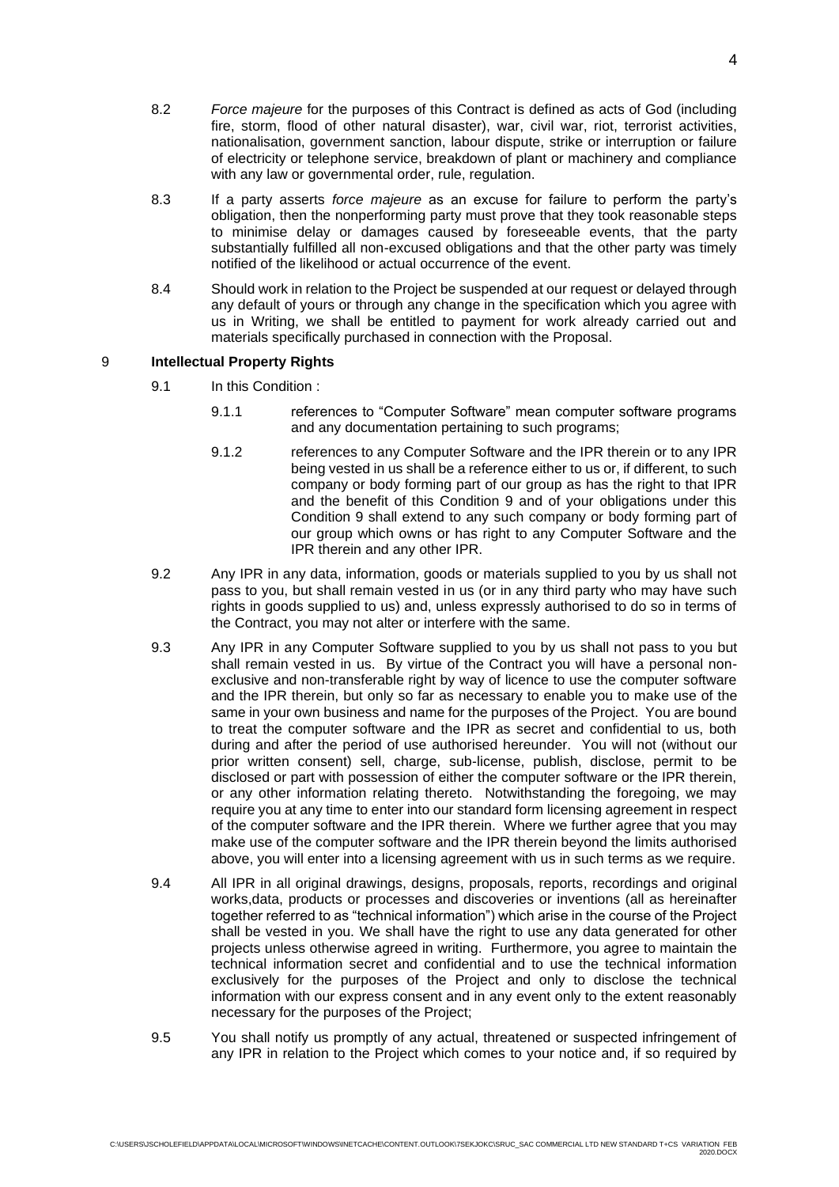8.2 *Force majeure* for the purposes of this Contract is defined as acts of God (including fire, storm, flood of other natural disaster), war, civil war, riot, terrorist activities, nationalisation, government sanction, labour dispute, strike or interruption or failure of electricity or telephone service, breakdown of plant or machinery and compliance with any law or governmental order, rule, regulation.

8.3 If a party asserts *force majeure* as an excuse for failure to perform the party's obligation, then the nonperforming party must prove that they took reasonable steps to minimise delay or damages caused by foreseeable events, that the party substantially fulfilled all non-excused obligations and that the other party was timely notified of the likelihood or actual occurrence of the event.

8.4 Should work in relation to the Project be suspended at our request or delayed through any default of yours or through any change in the specification which you agree with us in Writing, we shall be entitled to payment for work already carried out and materials specifically purchased in connection with the Proposal.

## 9 Intellectual Property Rights

9.1 In this Condition :

9.1.1 references to "Computer Software" mean computer software programs and any documentation pertaining to such programs;

9.1.2 references to any Computer Software and the IPR therein or to any IPR being vested in us shall be a reference either to us or, if different, to such company or body forming part of our group as has the right to that IPR and the benefit of this Condition 9 and of your obligations under this Condition 9 shall extend to any such company or body forming part of our group which owns or has right to any Computer Software and the IPR therein and any other IPR.

9.2 Any IPR in any data, information, goods or materials supplied to you by us shall not pass to you, but shall remain vested in us (or in any third party who may have such rights in goods supplied to us) and, unless expressly authorised to do so in terms of the Contract, you may not alter or interfere with the same.

9.3 Any IPR in any Computer Software supplied to you by us shall not pass to you but shall remain vested in us. By virtue of the Contract you will have a personal non-exclusive and non-transferable right by way of licence to use the computer software and the IPR therein, but only so far as necessary to enable you to make use of the same in your own business and name for the purposes of the Project. You are bound to treat the computer software and the IPR as secret and confidential to us, both during and after the period of use authorised hereunder. You will not (without our prior written consent) sell, charge, sub-license, publish, disclose, permit to be disclosed or part with possession of either the computer software or the IPR therein, or any other information relating thereto. Notwithstanding the foregoing, we may require you at any time to enter into our standard form licensing agreement in respect of the computer software and the IPR therein. Where we further agree that you may make use of the computer software and the IPR therein beyond the limits authorised above, you will enter into a licensing agreement with us in such terms as we require.

9.4 All IPR in all original drawings, designs, proposals, reports, recordings and original works,data, products or processes and discoveries or inventions (all as hereinafter together referred to as "technical information") which arise in the course of the Project shall be vested in you. We shall have the right to use any data generated for other projects unless otherwise agreed in writing. Furthermore, you agree to maintain the technical information secret and confidential and to use the technical information exclusively for the purposes of the Project and only to disclose the technical information with our express consent and in any event only to the extent reasonably necessary for the purposes of the Project;

9.5 You shall notify us promptly of any actual, threatened or suspected infringement of any IPR in relation to the Project which comes to your notice and, if so required by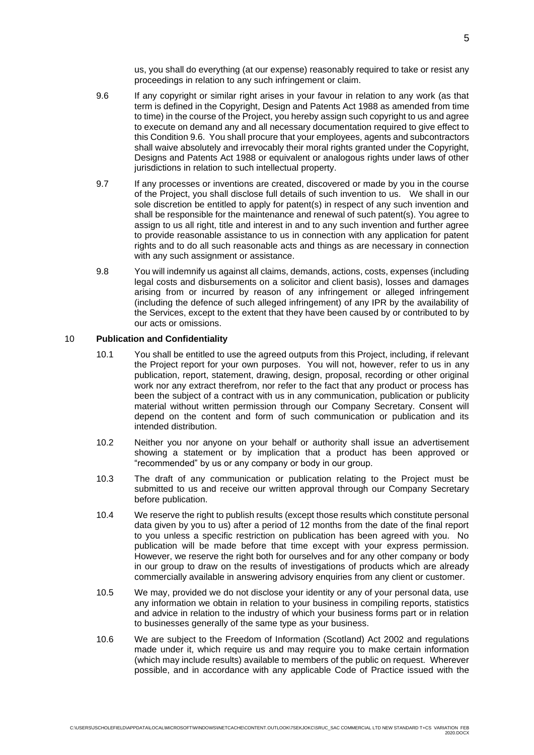us, you shall do everything (at our expense) reasonably required to take or resist any proceedings in relation to any such infringement or claim.

9.6 If any copyright or similar right arises in your favour in relation to any work (as that term is defined in the Copyright, Design and Patents Act 1988 as amended from time to time) in the course of the Project, you hereby assign such copyright to us and agree to execute on demand any and all necessary documentation required to give effect to this Condition 9.6. You shall procure that your employees, agents and subcontractors shall waive absolutely and irrevocably their moral rights granted under the Copyright, Designs and Patents Act 1988 or equivalent or analogous rights under laws of other jurisdictions in relation to such intellectual property.

9.7 If any processes or inventions are created, discovered or made by you in the course of the Project, you shall disclose full details of such invention to us. We shall in our sole discretion be entitled to apply for patent(s) in respect of any such invention and shall be responsible for the maintenance and renewal of such patent(s). You agree to assign to us all right, title and interest in and to any such invention and further agree to provide reasonable assistance to us in connection with any application for patent rights and to do all such reasonable acts and things as are necessary in connection with any such assignment or assistance.

9.8 You will indemnify us against all claims, demands, actions, costs, expenses (including legal costs and disbursements on a solicitor and client basis), losses and damages arising from or incurred by reason of any infringement or alleged infringement (including the defence of such alleged infringement) of any IPR by the availability of the Services, except to the extent that they have been caused by or contributed to by our acts or omissions.

## 10 Publication and Confidentiality

10.1 You shall be entitled to use the agreed outputs from this Project, including, if relevant the Project report for your own purposes. You will not, however, refer to us in any publication, report, statement, drawing, design, proposal, recording or other original work nor any extract therefrom, nor refer to the fact that any product or process has been the subject of a contract with us in any communication, publication or publicity material without written permission through our Company Secretary. Consent will depend on the content and form of such communication or publication and its intended distribution.

10.2 Neither you nor anyone on your behalf or authority shall issue an advertisement showing a statement or by implication that a product has been approved or "recommended" by us or any company or body in our group.

10.3 The draft of any communication or publication relating to the Project must be submitted to us and receive our written approval through our Company Secretary before publication.

10.4 We reserve the right to publish results (except those results which constitute personal data given by you to us) after a period of 12 months from the date of the final report to you unless a specific restriction on publication has been agreed with you. No publication will be made before that time except with your express permission. However, we reserve the right both for ourselves and for any other company or body in our group to draw on the results of investigations of products which are already commercially available in answering advisory enquiries from any client or customer.

10.5 We may, provided we do not disclose your identity or any of your personal data, use any information we obtain in relation to your business in compiling reports, statistics and advice in relation to the industry of which your business forms part or in relation to businesses generally of the same type as your business.

10.6 We are subject to the Freedom of Information (Scotland) Act 2002 and regulations made under it, which require us and may require you to make certain information (which may include results) available to members of the public on request. Wherever possible, and in accordance with any applicable Code of Practice issued with the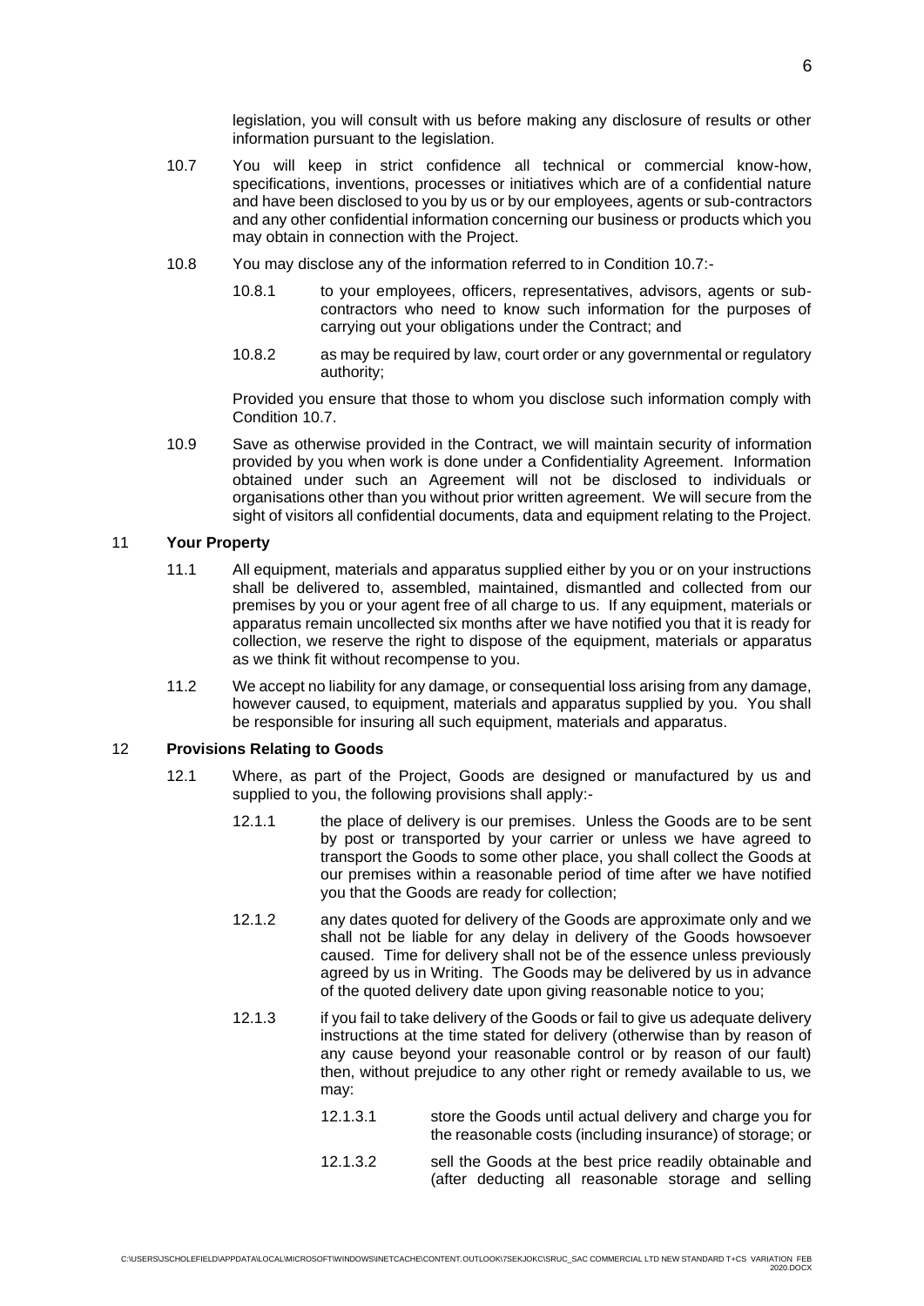legislation, you will consult with us before making any disclosure of results or other information pursuant to the legislation.

10.7 You will keep in strict confidence all technical or commercial know-how, specifications, inventions, processes or initiatives which are of a confidential nature and have been disclosed to you by us or by our employees, agents or sub-contractors and any other confidential information concerning our business or products which you may obtain in connection with the Project.

10.8 You may disclose any of the information referred to in Condition 10.7:-

10.8.1 to your employees, officers, representatives, advisors, agents or sub-contractors who need to know such information for the purposes of carrying out your obligations under the Contract; and

10.8.2 as may be required by law, court order or any governmental or regulatory authority;

Provided you ensure that those to whom you disclose such information comply with Condition 10.7.

10.9 Save as otherwise provided in the Contract, we will maintain security of information provided by you when work is done under a Confidentiality Agreement. Information obtained under such an Agreement will not be disclosed to individuals or organisations other than you without prior written agreement. We will secure from the sight of visitors all confidential documents, data and equipment relating to the Project.

## 11 Your Property

11.1 All equipment, materials and apparatus supplied either by you or on your instructions shall be delivered to, assembled, maintained, dismantled and collected from our premises by you or your agent free of all charge to us. If any equipment, materials or apparatus remain uncollected six months after we have notified you that it is ready for collection, we reserve the right to dispose of the equipment, materials or apparatus as we think fit without recompense to you.

11.2 We accept no liability for any damage, or consequential loss arising from any damage, however caused, to equipment, materials and apparatus supplied by you. You shall be responsible for insuring all such equipment, materials and apparatus.

## 12 Provisions Relating to Goods

12.1 Where, as part of the Project, Goods are designed or manufactured by us and supplied to you, the following provisions shall apply:-

12.1.1 the place of delivery is our premises. Unless the Goods are to be sent by post or transported by your carrier or unless we have agreed to transport the Goods to some other place, you shall collect the Goods at our premises within a reasonable period of time after we have notified you that the Goods are ready for collection;

12.1.2 any dates quoted for delivery of the Goods are approximate only and we shall not be liable for any delay in delivery of the Goods howsoever caused. Time for delivery shall not be of the essence unless previously agreed by us in Writing. The Goods may be delivered by us in advance of the quoted delivery date upon giving reasonable notice to you;

12.1.3 if you fail to take delivery of the Goods or fail to give us adequate delivery instructions at the time stated for delivery (otherwise than by reason of any cause beyond your reasonable control or by reason of our fault) then, without prejudice to any other right or remedy available to us, we may:

12.1.3.1 store the Goods until actual delivery and charge you for the reasonable costs (including insurance) of storage; or

12.1.3.2 sell the Goods at the best price readily obtainable and (after deducting all reasonable storage and selling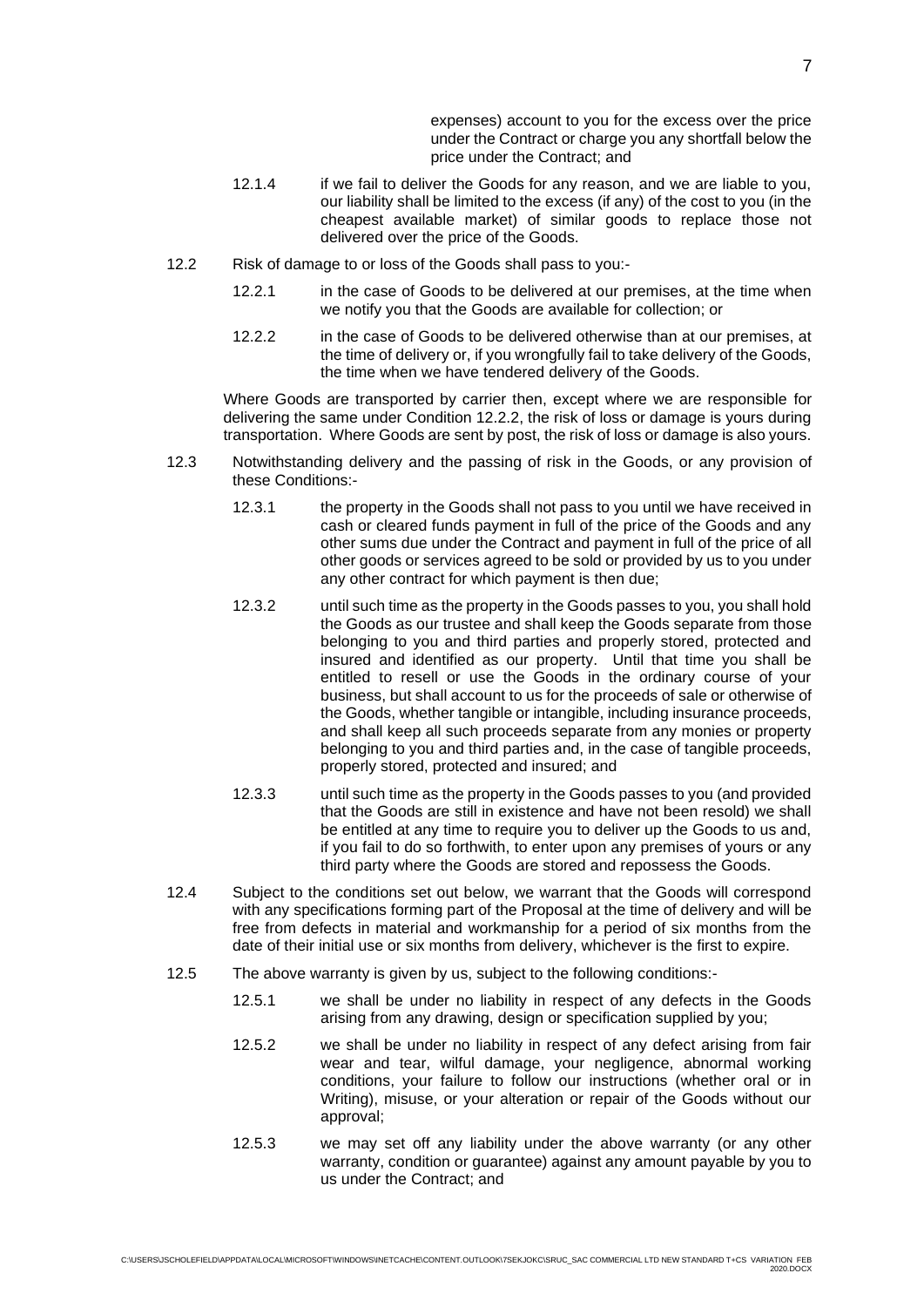expenses) account to you for the excess over the price under the Contract or charge you any shortfall below the price under the Contract; and

12.1.4 if we fail to deliver the Goods for any reason, and we are liable to you, our liability shall be limited to the excess (if any) of the cost to you (in the cheapest available market) of similar goods to replace those not delivered over the price of the Goods.

12.2 Risk of damage to or loss of the Goods shall pass to you:-

12.2.1 in the case of Goods to be delivered at our premises, at the time when we notify you that the Goods are available for collection; or

12.2.2 in the case of Goods to be delivered otherwise than at our premises, at the time of delivery or, if you wrongfully fail to take delivery of the Goods, the time when we have tendered delivery of the Goods.

Where Goods are transported by carrier then, except where we are responsible for delivering the same under Condition 12.2.2, the risk of loss or damage is yours during transportation. Where Goods are sent by post, the risk of loss or damage is also yours.

12.3 Notwithstanding delivery and the passing of risk in the Goods, or any provision of these Conditions:-

12.3.1 the property in the Goods shall not pass to you until we have received in cash or cleared funds payment in full of the price of the Goods and any other sums due under the Contract and payment in full of the price of all other goods or services agreed to be sold or provided by us to you under any other contract for which payment is then due;

12.3.2 until such time as the property in the Goods passes to you, you shall hold the Goods as our trustee and shall keep the Goods separate from those belonging to you and third parties and properly stored, protected and insured and identified as our property. Until that time you shall be entitled to resell or use the Goods in the ordinary course of your business, but shall account to us for the proceeds of sale or otherwise of the Goods, whether tangible or intangible, including insurance proceeds, and shall keep all such proceeds separate from any monies or property belonging to you and third parties and, in the case of tangible proceeds, properly stored, protected and insured; and

12.3.3 until such time as the property in the Goods passes to you (and provided that the Goods are still in existence and have not been resold) we shall be entitled at any time to require you to deliver up the Goods to us and, if you fail to do so forthwith, to enter upon any premises of yours or any third party where the Goods are stored and repossess the Goods.

12.4 Subject to the conditions set out below, we warrant that the Goods will correspond with any specifications forming part of the Proposal at the time of delivery and will be free from defects in material and workmanship for a period of six months from the date of their initial use or six months from delivery, whichever is the first to expire.

12.5 The above warranty is given by us, subject to the following conditions:-

12.5.1 we shall be under no liability in respect of any defects in the Goods arising from any drawing, design or specification supplied by you;

12.5.2 we shall be under no liability in respect of any defect arising from fair wear and tear, wilful damage, your negligence, abnormal working conditions, your failure to follow our instructions (whether oral or in Writing), misuse, or your alteration or repair of the Goods without our approval;

12.5.3 we may set off any liability under the above warranty (or any other warranty, condition or guarantee) against any amount payable by you to us under the Contract; and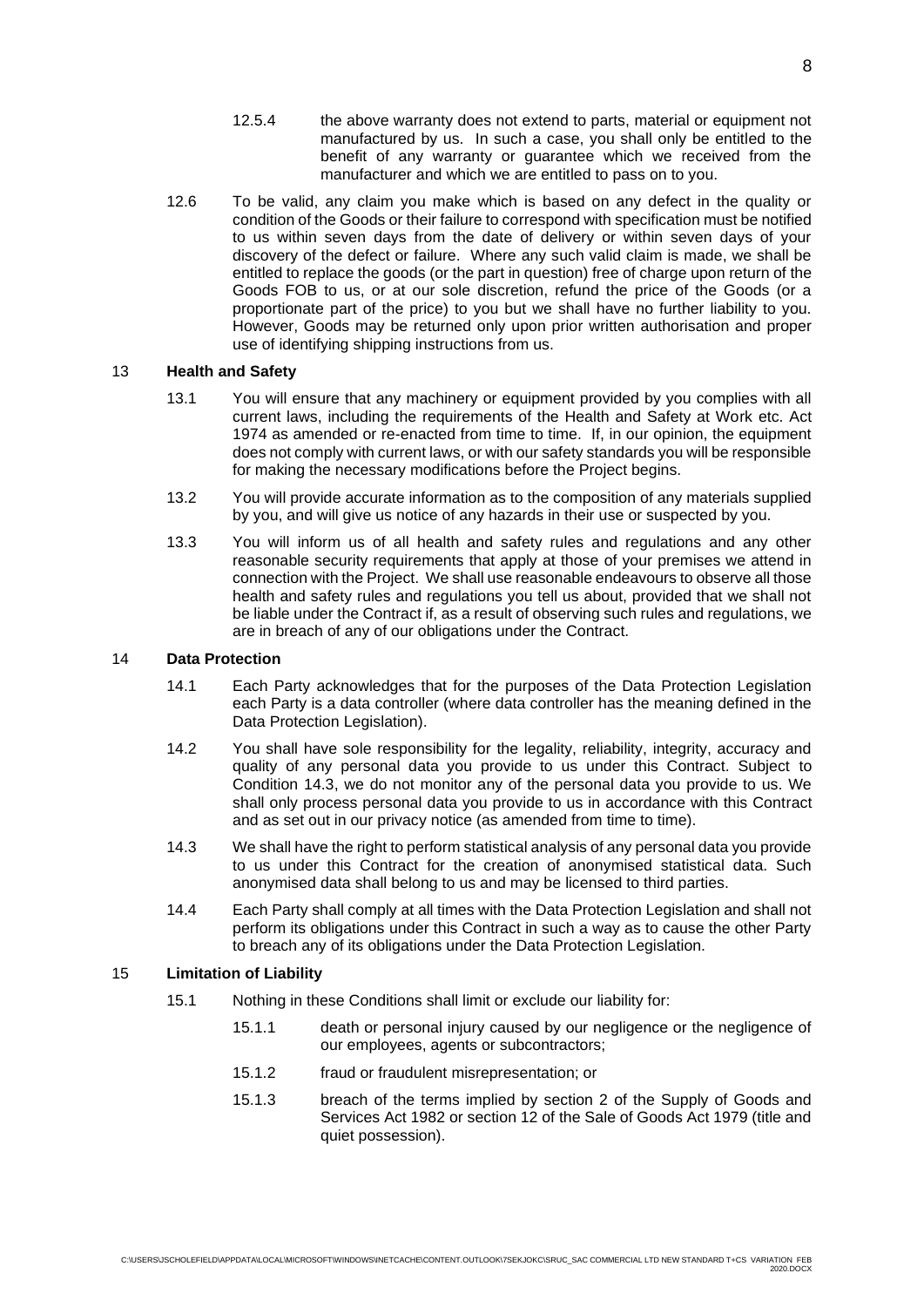12.5.4 the above warranty does not extend to parts, material or equipment not manufactured by us. In such a case, you shall only be entitled to the benefit of any warranty or guarantee which we received from the manufacturer and which we are entitled to pass on to you.

12.6 To be valid, any claim you make which is based on any defect in the quality or condition of the Goods or their failure to correspond with specification must be notified to us within seven days from the date of delivery or within seven days of your discovery of the defect or failure. Where any such valid claim is made, we shall be entitled to replace the goods (or the part in question) free of charge upon return of the Goods FOB to us, or at our sole discretion, refund the price of the Goods (or a proportionate part of the price) to you but we shall have no further liability to you. However, Goods may be returned only upon prior written authorisation and proper use of identifying shipping instructions from us.

## 13 Health and Safety

13.1 You will ensure that any machinery or equipment provided by you complies with all current laws, including the requirements of the Health and Safety at Work etc. Act 1974 as amended or re-enacted from time to time. If, in our opinion, the equipment does not comply with current laws, or with our safety standards you will be responsible for making the necessary modifications before the Project begins.

13.2 You will provide accurate information as to the composition of any materials supplied by you, and will give us notice of any hazards in their use or suspected by you.

13.3 You will inform us of all health and safety rules and regulations and any other reasonable security requirements that apply at those of your premises we attend in connection with the Project. We shall use reasonable endeavours to observe all those health and safety rules and regulations you tell us about, provided that we shall not be liable under the Contract if, as a result of observing such rules and regulations, we are in breach of any of our obligations under the Contract.

## 14 Data Protection

14.1 Each Party acknowledges that for the purposes of the Data Protection Legislation each Party is a data controller (where data controller has the meaning defined in the Data Protection Legislation).

14.2 You shall have sole responsibility for the legality, reliability, integrity, accuracy and quality of any personal data you provide to us under this Contract. Subject to Condition 14.3, we do not monitor any of the personal data you provide to us. We shall only process personal data you provide to us in accordance with this Contract and as set out in our privacy notice (as amended from time to time).

14.3 We shall have the right to perform statistical analysis of any personal data you provide to us under this Contract for the creation of anonymised statistical data. Such anonymised data shall belong to us and may be licensed to third parties.

14.4 Each Party shall comply at all times with the Data Protection Legislation and shall not perform its obligations under this Contract in such a way as to cause the other Party to breach any of its obligations under the Data Protection Legislation.

## 15 Limitation of Liability

15.1 Nothing in these Conditions shall limit or exclude our liability for:

15.1.1 death or personal injury caused by our negligence or the negligence of our employees, agents or subcontractors;

15.1.2 fraud or fraudulent misrepresentation; or

15.1.3 breach of the terms implied by section 2 of the Supply of Goods and Services Act 1982 or section 12 of the Sale of Goods Act 1979 (title and quiet possession).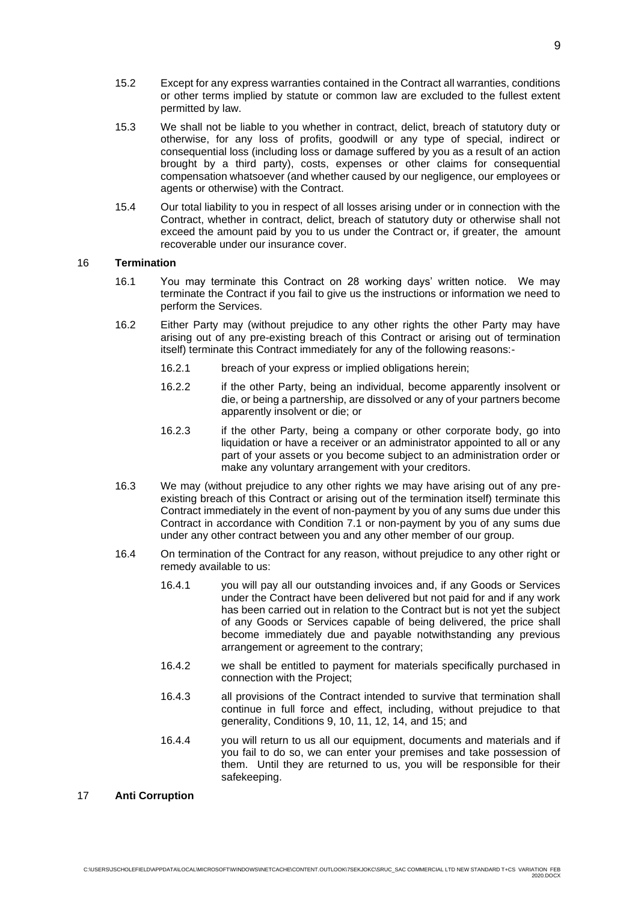15.2 Except for any express warranties contained in the Contract all warranties, conditions or other terms implied by statute or common law are excluded to the fullest extent permitted by law.

15.3 We shall not be liable to you whether in contract, delict, breach of statutory duty or otherwise, for any loss of profits, goodwill or any type of special, indirect or consequential loss (including loss or damage suffered by you as a result of an action brought by a third party), costs, expenses or other claims for consequential compensation whatsoever (and whether caused by our negligence, our employees or agents or otherwise) with the Contract.

15.4 Our total liability to you in respect of all losses arising under or in connection with the Contract, whether in contract, delict, breach of statutory duty or otherwise shall not exceed the amount paid by you to us under the Contract or, if greater, the amount recoverable under our insurance cover.

## 16 Termination

16.1 You may terminate this Contract on 28 working days' written notice. We may terminate the Contract if you fail to give us the instructions or information we need to perform the Services.

16.2 Either Party may (without prejudice to any other rights the other Party may have arising out of any pre-existing breach of this Contract or arising out of termination itself) terminate this Contract immediately for any of the following reasons:-

16.2.1 breach of your express or implied obligations herein;

16.2.2 if the other Party, being an individual, become apparently insolvent or die, or being a partnership, are dissolved or any of your partners become apparently insolvent or die; or

16.2.3 if the other Party, being a company or other corporate body, go into liquidation or have a receiver or an administrator appointed to all or any part of your assets or you become subject to an administration order or make any voluntary arrangement with your creditors.

16.3 We may (without prejudice to any other rights we may have arising out of any pre-existing breach of this Contract or arising out of the termination itself) terminate this Contract immediately in the event of non-payment by you of any sums due under this Contract in accordance with Condition 7.1 or non-payment by you of any sums due under any other contract between you and any other member of our group.

16.4 On termination of the Contract for any reason, without prejudice to any other right or remedy available to us:

16.4.1 you will pay all our outstanding invoices and, if any Goods or Services under the Contract have been delivered but not paid for and if any work has been carried out in relation to the Contract but is not yet the subject of any Goods or Services capable of being delivered, the price shall become immediately due and payable notwithstanding any previous arrangement or agreement to the contrary;

16.4.2 we shall be entitled to payment for materials specifically purchased in connection with the Project;

16.4.3 all provisions of the Contract intended to survive that termination shall continue in full force and effect, including, without prejudice to that generality, Conditions 9, 10, 11, 12, 14, and 15; and

16.4.4 you will return to us all our equipment, documents and materials and if you fail to do so, we can enter your premises and take possession of them. Until they are returned to us, you will be responsible for their safekeeping.

## 17 Anti Corruption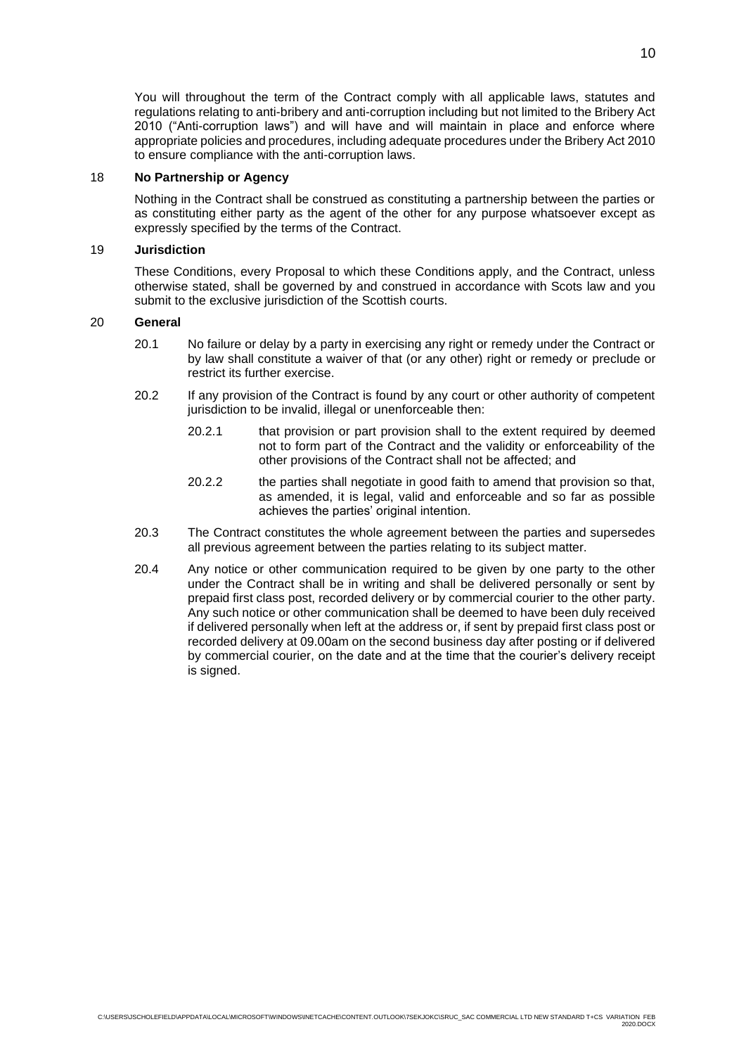You will throughout the term of the Contract comply with all applicable laws, statutes and regulations relating to anti-bribery and anti-corruption including but not limited to the Bribery Act 2010 ("Anti-corruption laws") and will have and will maintain in place and enforce where appropriate policies and procedures, including adequate procedures under the Bribery Act 2010 to ensure compliance with the anti-corruption laws.

## 18 No Partnership or Agency

Nothing in the Contract shall be construed as constituting a partnership between the parties or as constituting either party as the agent of the other for any purpose whatsoever except as expressly specified by the terms of the Contract.

## 19 Jurisdiction

These Conditions, every Proposal to which these Conditions apply, and the Contract, unless otherwise stated, shall be governed by and construed in accordance with Scots law and you submit to the exclusive jurisdiction of the Scottish courts.

## 20 General

20.1 No failure or delay by a party in exercising any right or remedy under the Contract or by law shall constitute a waiver of that (or any other) right or remedy or preclude or restrict its further exercise.

20.2 If any provision of the Contract is found by any court or other authority of competent jurisdiction to be invalid, illegal or unenforceable then:

20.2.1 that provision or part provision shall to the extent required by deemed not to form part of the Contract and the validity or enforceability of the other provisions of the Contract shall not be affected; and

20.2.2 the parties shall negotiate in good faith to amend that provision so that, as amended, it is legal, valid and enforceable and so far as possible achieves the parties' original intention.

20.3 The Contract constitutes the whole agreement between the parties and supersedes all previous agreement between the parties relating to its subject matter.

20.4 Any notice or other communication required to be given by one party to the other under the Contract shall be in writing and shall be delivered personally or sent by prepaid first class post, recorded delivery or by commercial courier to the other party. Any such notice or other communication shall be deemed to have been duly received if delivered personally when left at the address or, if sent by prepaid first class post or recorded delivery at 09.00am on the second business day after posting or if delivered by commercial courier, on the date and at the time that the courier's delivery receipt is signed.